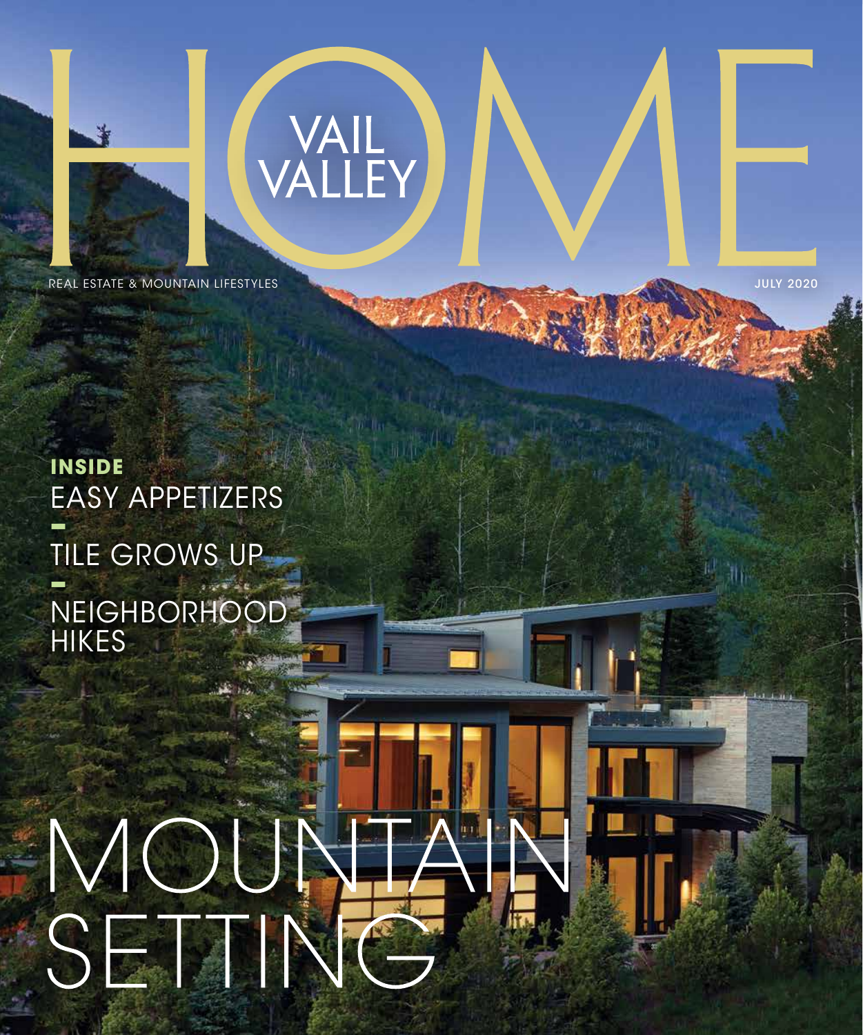# VAIL VALLEY HOME

REAL ESTATE & MOUNTAIN LIFESTYLES

JULY 2020

**INSIDE**

EASY APPETIZERS

TILE GROWS UP

NEIGHBORHOOD HIKES

## MOUNTAIN SETTING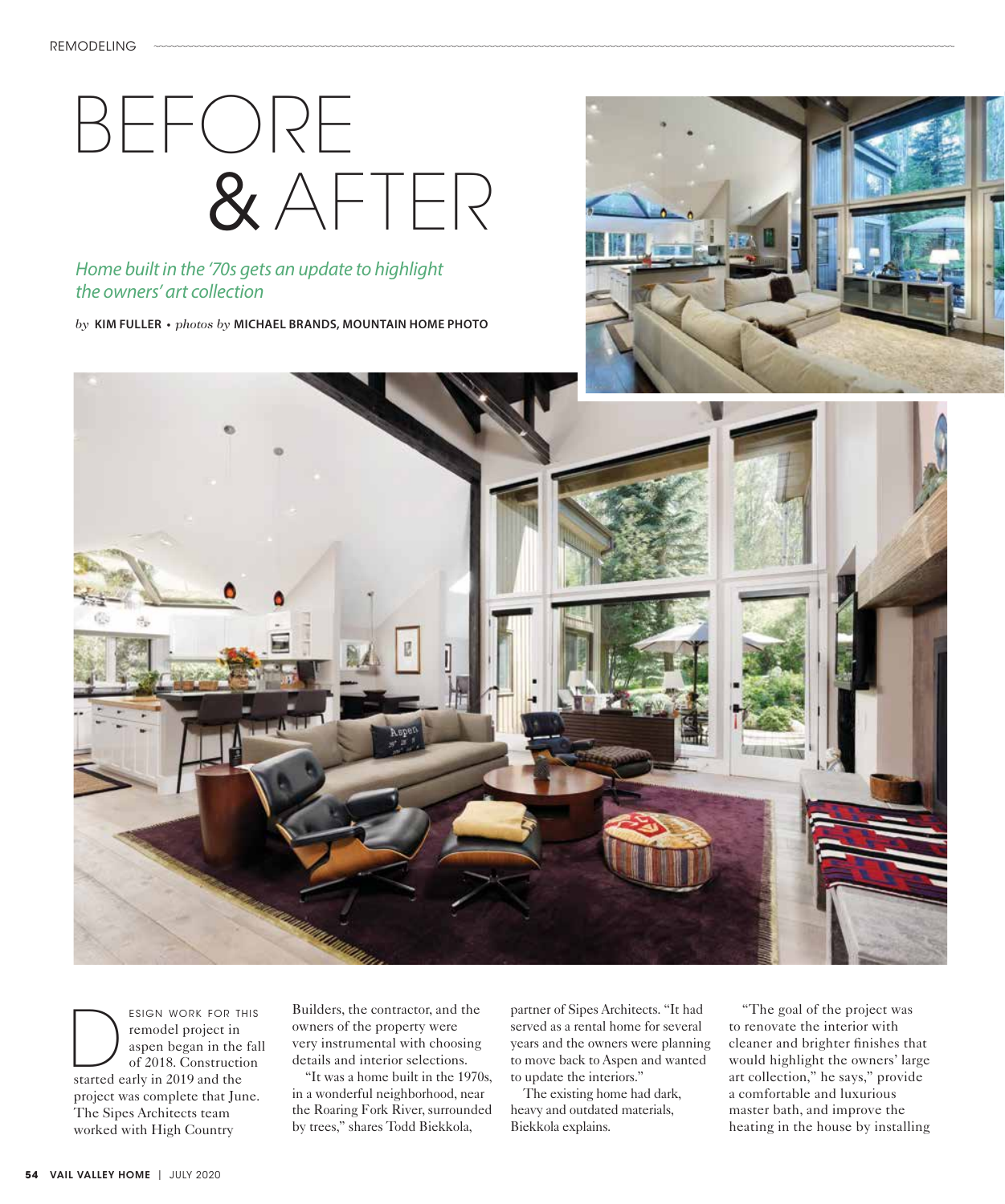# BEFORE & AFTER

*Home built in the '70s gets an update to highlight the owners' art collection*

*by* **KIM FULLER** • *photos by* **MICHAEL BRANDS, MOUNTAIN HOME PHOTO**

Design work for this remodel project in aspen began in the fall of 2018. Construction started early in 2019 and the project was complete that June. The Sipes Architects team worked with High Country Builders, the contractor, and the owners of the property were very instrumental with choosing details and interior selections.

"It was a home built in the 1970s, in a wonderful neighborhood, near the Roaring Fork River, surrounded by trees," shares Todd Biekkola, partner of Sipes Architects. "It had served as a rental home for several years and the owners were planning to move back to Aspen and wanted to update the interiors."

The existing home had dark, heavy and outdated materials, Biekkola explains.

"The goal of the project was to renovate the interior with cleaner and brighter finishes that would highlight the owners' large art collection," he says," provide a comfortable and luxurious master bath, and improve the heating in the house by installing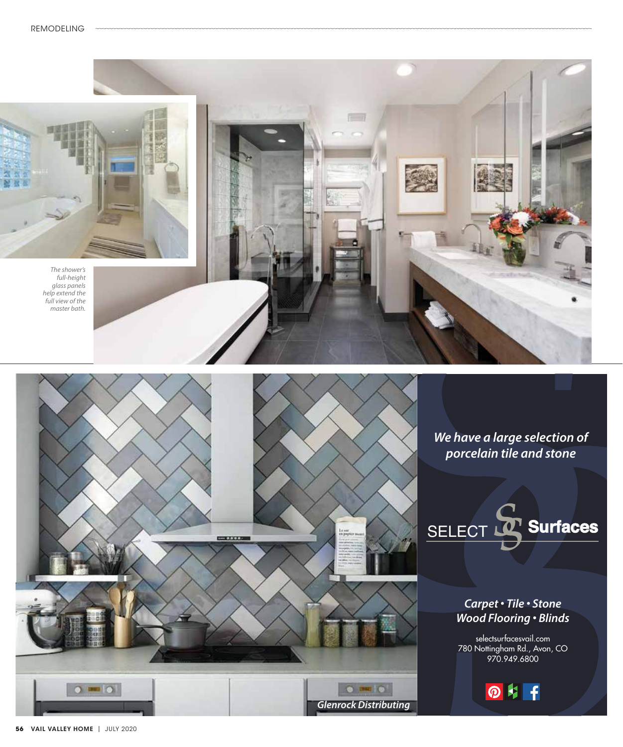The shower's full-height glass panels help extend the full view of the master bath.

*Glenrock Distributing*

*We have a large selection of porcelain tile and stone*

SELECT Surfaces

*Carpet • Tile • Stone*
*Wood Flooring • Blinds*

selectsurfacesvail.com
780 Nottingham Rd., Avon, CO
970.949.6800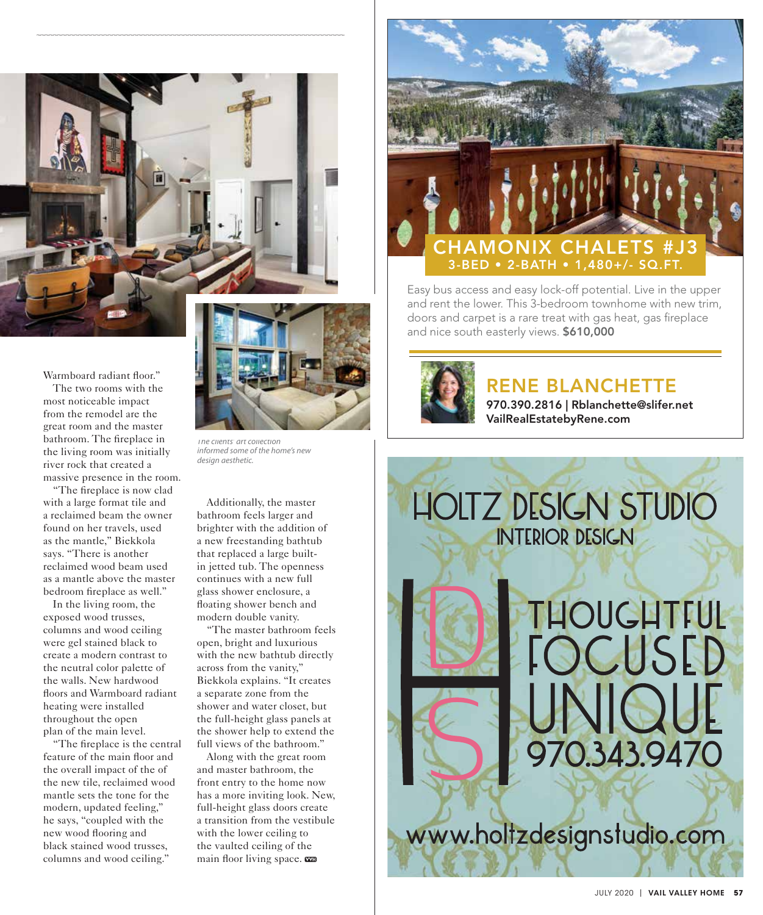Warmboard radiant floor."

The two rooms with the most noticeable impact from the remodel are the great room and the master bathroom. The fireplace in the living room was initially river rock that created a massive presence in the room.

"The fireplace is now clad with a large format tile and a reclaimed beam the owner found on her travels, used as the mantle," Biekkola says. "There is another reclaimed wood beam used as a mantle above the master bedroom fireplace as well."

In the living room, the exposed wood trusses, columns and wood ceiling were gel stained black to create a modern contrast to the neutral color palette of the walls. New hardwood floors and Warmboard radiant heating were installed throughout the open plan of the main level.

"The fireplace is the central feature of the main floor and the overall impact of the of the new tile, reclaimed wood mantle sets the tone for the modern, updated feeling," he says, "coupled with the new wood flooring and black stained wood trusses, columns and wood ceiling."

*The clients' art collection informed some of the home's new design aesthetic.*

Additionally, the master bathroom feels larger and brighter with the addition of a new freestanding bathtub that replaced a large built-in jetted tub. The openness continues with a new full glass shower enclosure, a floating shower bench and modern double vanity.

"The master bathroom feels open, bright and luxurious with the new bathtub directly across from the vanity," Biekkola explains. "It creates a separate zone from the shower and water closet, but the full-height glass panels at the shower help to extend the full views of the bathroom."

Along with the great room and master bathroom, the front entry to the home now has a more inviting look. New, full-height glass doors create a transition from the vestibule with the lower ceiling to the vaulted ceiling of the main floor living space. VVH

## CHAMONIX CHALETS #J3

**3-BED • 2-BATH • 1,480+/- SQ.FT.**

Easy bus access and easy lock-off potential. Live in the upper and rent the lower. This 3-bedroom townhome with new trim, doors and carpet is a rare treat with gas heat, gas fireplace and nice south easterly views. **$610,000**

## RENE BLANCHETTE

**970.390.2816 | Rblanchette@slifer.net**
**VailRealEstatebyRene.com**

# HOLTZ DESIGN STUDIO

## INTERIOR DESIGN

HDS

THOUGHTFUL
FOCUSED
UNIQUE
970.343.9470

www.holtzdesignstudio.com